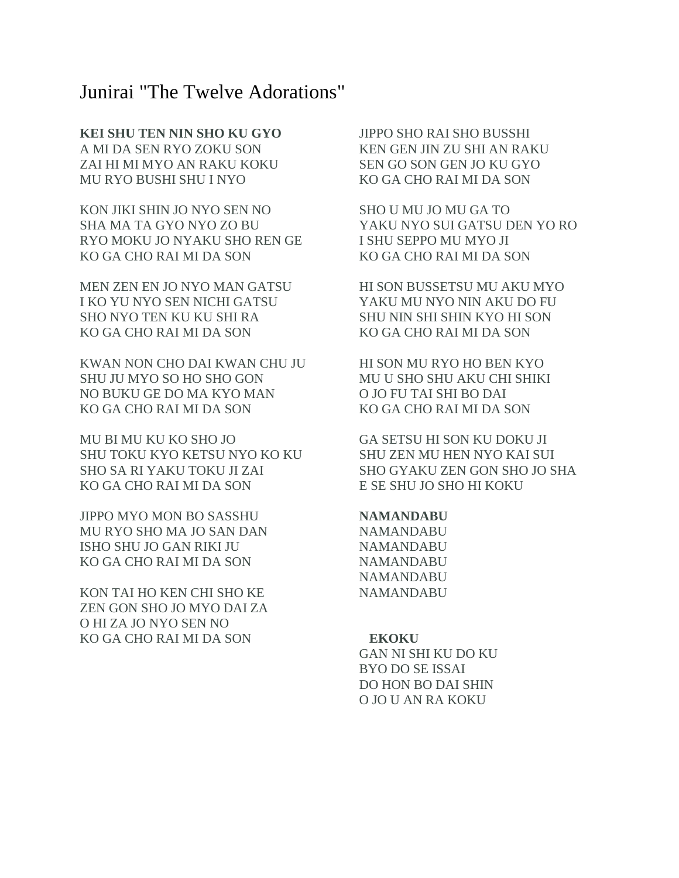# Junirai "The Twelve Adorations"

**KEI SHU TEN NIN SHO KU GYO**
A MI DA SEN RYO ZOKU SON
ZAI HI MI MYO AN RAKU KOKU
MU RYO BUSHI SHU I NYO

KON JIKI SHIN JO NYO SEN NO
SHA MA TA GYO NYO ZO BU
RYO MOKU JO NYAKU SHO REN GE
KO GA CHO RAI MI DA SON

MEN ZEN EN JO NYO MAN GATSU
I KO YU NYO SEN NICHI GATSU
SHO NYO TEN KU KU SHI RA
KO GA CHO RAI MI DA SON

KWAN NON CHO DAI KWAN CHU JU
SHU JU MYO SO HO SHO GON
NO BUKU GE DO MA KYO MAN
KO GA CHO RAI MI DA SON

MU BI MU KU KO SHO JO
SHU TOKU KYO KETSU NYO KO KU
SHO SA RI YAKU TOKU JI ZAI
KO GA CHO RAI MI DA SON

JIPPO MYO MON BO SASSHU
MU RYO SHO MA JO SAN DAN
ISHO SHU JO GAN RIKI JU
KO GA CHO RAI MI DA SON

KON TAI HO KEN CHI SHO KE
ZEN GON SHO JO MYO DAI ZA
O HI ZA JO NYO SEN NO
KO GA CHO RAI MI DA SON

JIPPO SHO RAI SHO BUSSHI
KEN GEN JIN ZU SHI AN RAKU
SEN GO SON GEN JO KU GYO
KO GA CHO RAI MI DA SON

SHO U MU JO MU GA TO
YAKU NYO SUI GATSU DEN YO RO
I SHU SEPPO MU MYO JI
KO GA CHO RAI MI DA SON

HI SON BUSSETSU MU AKU MYO
YAKU MU NYO NIN AKU DO FU
SHU NIN SHI SHIN KYO HI SON
KO GA CHO RAI MI DA SON

HI SON MU RYO HO BEN KYO
MU U SHO SHU AKU CHI SHIKI
O JO FU TAI SHI BO DAI
KO GA CHO RAI MI DA SON

GA SETSU HI SON KU DOKU JI
SHU ZEN MU HEN NYO KAI SUI
SHO GYAKU ZEN GON SHO JO SHA
E SE SHU JO SHO HI KOKU

**NAMANDABU**
NAMANDABU
NAMANDABU
NAMANDABU
NAMANDABU
NAMANDABU

**EKOKU**
GAN NI SHI KU DO KU
BYO DO SE ISSAI
DO HON BO DAI SHIN
O JO U AN RA KOKU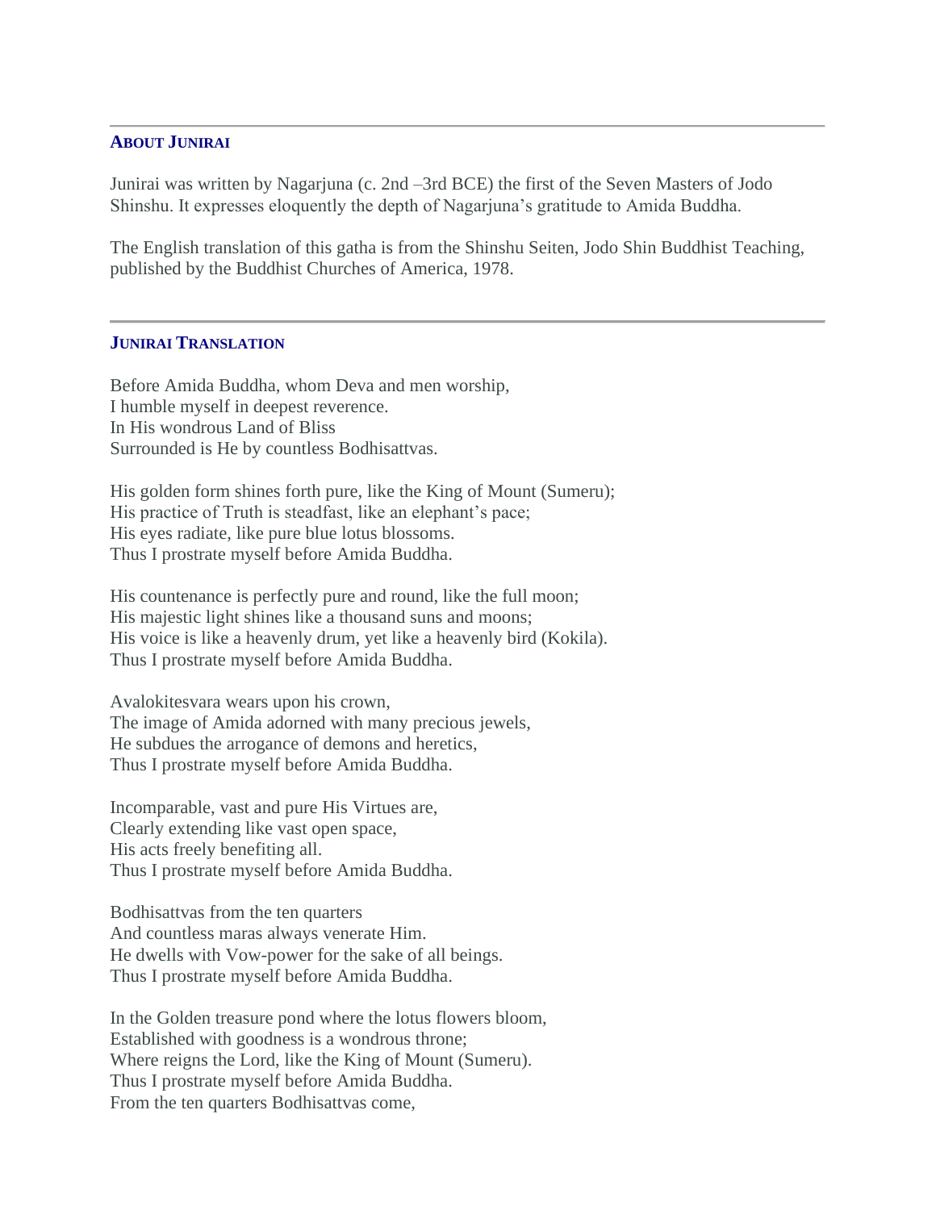## About Junirai

Junirai was written by Nagarjuna (c. 2nd –3rd BCE) the first of the Seven Masters of Jodo Shinshu. It expresses eloquently the depth of Nagarjuna's gratitude to Amida Buddha.

The English translation of this gatha is from the Shinshu Seiten, Jodo Shin Buddhist Teaching, published by the Buddhist Churches of America, 1978.

## Junirai Translation

Before Amida Buddha, whom Deva and men worship,  
I humble myself in deepest reverence.  
In His wondrous Land of Bliss  
Surrounded is He by countless Bodhisattvas.

His golden form shines forth pure, like the King of Mount (Sumeru);  
His practice of Truth is steadfast, like an elephant's pace;  
His eyes radiate, like pure blue lotus blossoms.  
Thus I prostrate myself before Amida Buddha.

His countenance is perfectly pure and round, like the full moon;  
His majestic light shines like a thousand suns and moons;  
His voice is like a heavenly drum, yet like a heavenly bird (Kokila).  
Thus I prostrate myself before Amida Buddha.

Avalokitesvara wears upon his crown,  
The image of Amida adorned with many precious jewels,  
He subdues the arrogance of demons and heretics,  
Thus I prostrate myself before Amida Buddha.

Incomparable, vast and pure His Virtues are,  
Clearly extending like vast open space,  
His acts freely benefiting all.  
Thus I prostrate myself before Amida Buddha.

Bodhisattvas from the ten quarters  
And countless maras always venerate Him.  
He dwells with Vow-power for the sake of all beings.  
Thus I prostrate myself before Amida Buddha.

In the Golden treasure pond where the lotus flowers bloom,  
Established with goodness is a wondrous throne;  
Where reigns the Lord, like the King of Mount (Sumeru).  
Thus I prostrate myself before Amida Buddha.  
From the ten quarters Bodhisattvas come,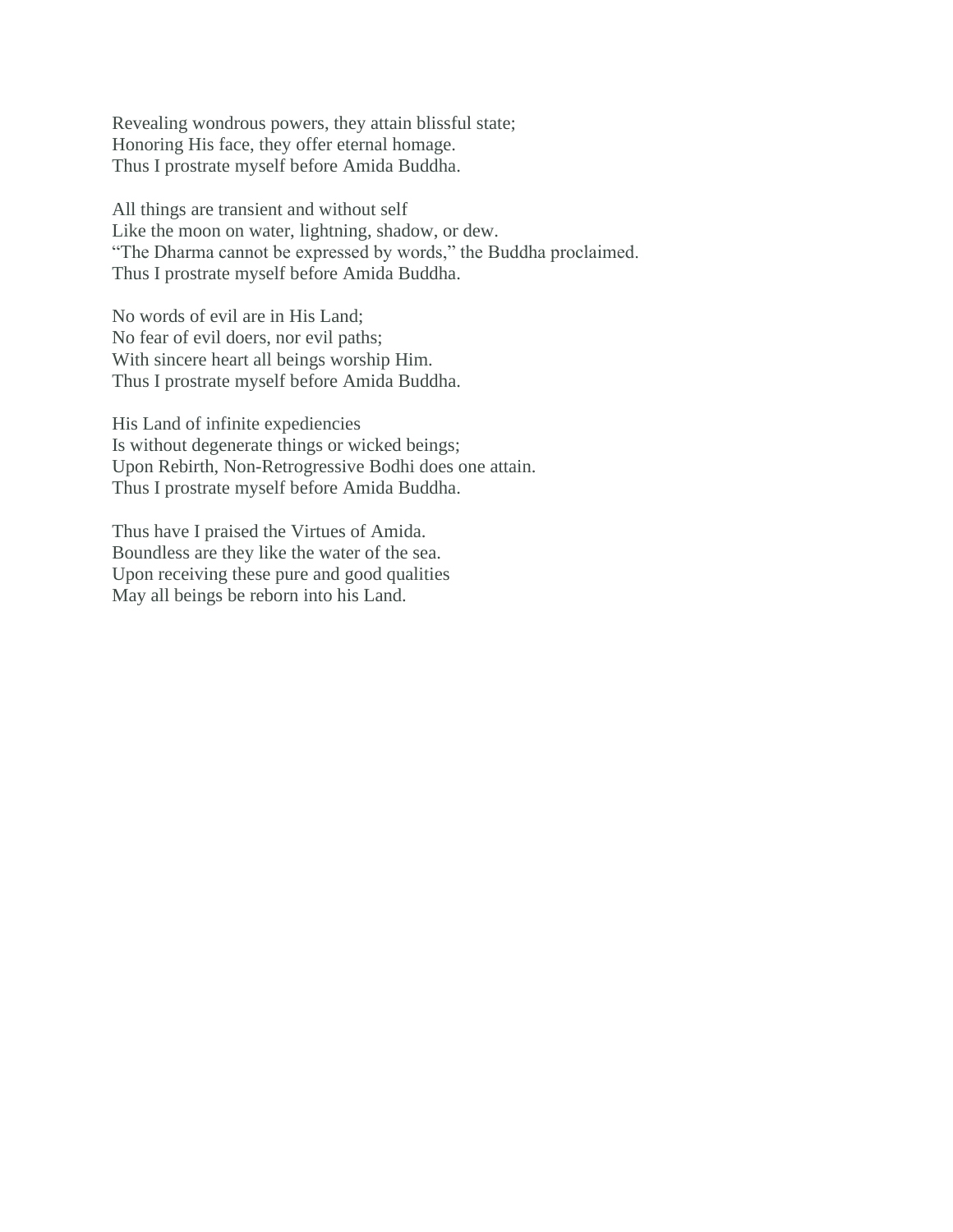Revealing wondrous powers, they attain blissful state;  
Honoring His face, they offer eternal homage.  
Thus I prostrate myself before Amida Buddha.

All things are transient and without self  
Like the moon on water, lightning, shadow, or dew.  
“The Dharma cannot be expressed by words,” the Buddha proclaimed.  
Thus I prostrate myself before Amida Buddha.

No words of evil are in His Land;  
No fear of evil doers, nor evil paths;  
With sincere heart all beings worship Him.  
Thus I prostrate myself before Amida Buddha.

His Land of infinite expediencies  
Is without degenerate things or wicked beings;  
Upon Rebirth, Non-Retrogressive Bodhi does one attain.  
Thus I prostrate myself before Amida Buddha.

Thus have I praised the Virtues of Amida.  
Boundless are they like the water of the sea.  
Upon receiving these pure and good qualities  
May all beings be reborn into his Land.